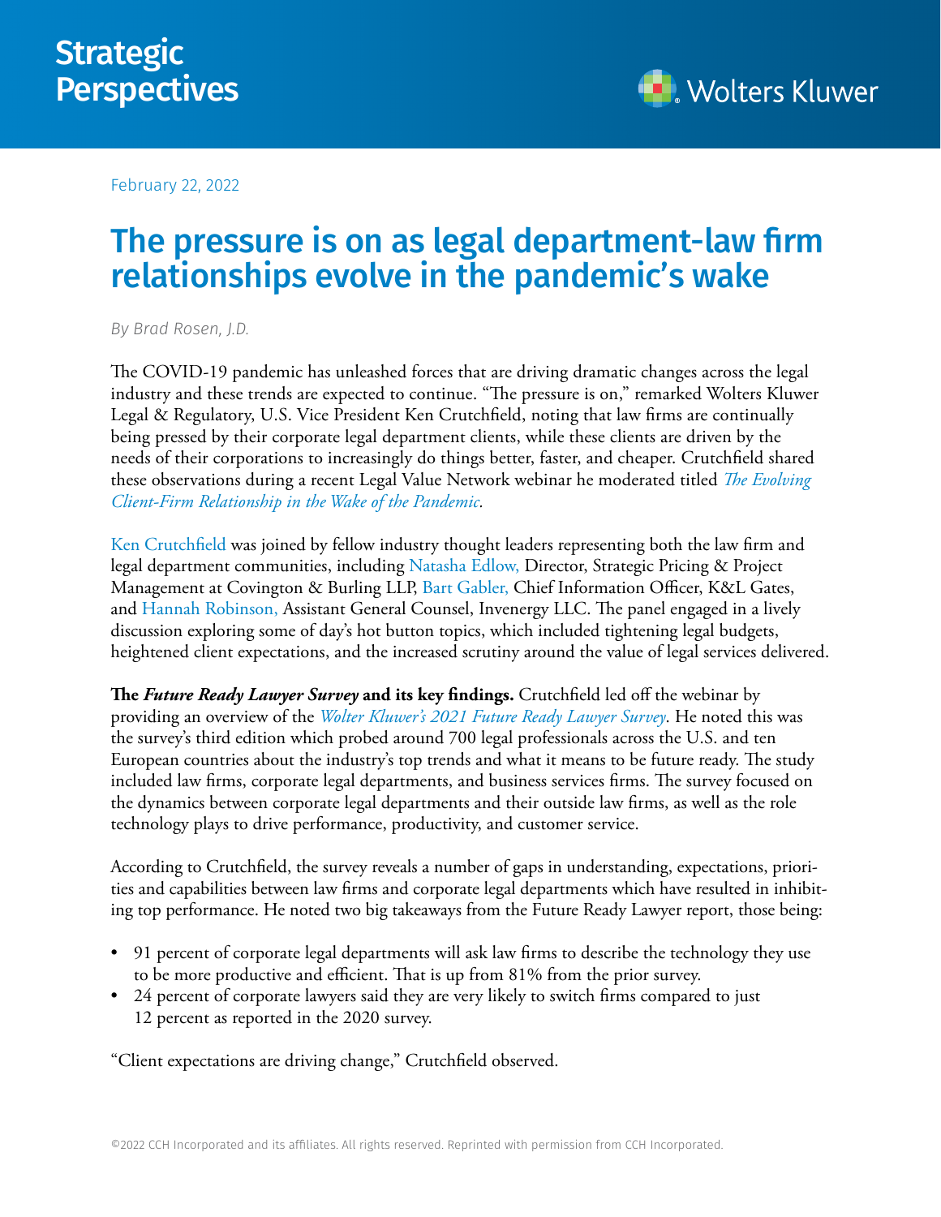Strategic Perspectives

February 22, 2022

# The pressure is on as legal department-law firm relationships evolve in the pandemic's wake

*By Brad Rosen, J.D.*

The COVID-19 pandemic has unleashed forces that are driving dramatic changes across the legal industry and these trends are expected to continue. "The pressure is on," remarked Wolters Kluwer Legal & Regulatory, U.S. Vice President Ken Crutchfield, noting that law firms are continually being pressed by their corporate legal department clients, while these clients are driven by the needs of their corporations to increasingly do things better, faster, and cheaper. Crutchfield shared these observations during a recent Legal Value Network webinar he moderated titled *The Evolving Client-Firm Relationship in the Wake of the Pandemic*.

Ken Crutchfield was joined by fellow industry thought leaders representing both the law firm and legal department communities, including Natasha Edlow, Director, Strategic Pricing & Project Management at Covington & Burling LLP, Bart Gabler, Chief Information Officer, K&L Gates, and Hannah Robinson, Assistant General Counsel, Invenergy LLC. The panel engaged in a lively discussion exploring some of day's hot button topics, which included tightening legal budgets, heightened client expectations, and the increased scrutiny around the value of legal services delivered.

**The *Future Ready Lawyer Survey* and its key findings.** Crutchfield led off the webinar by providing an overview of the *Wolter Kluwer's 2021 Future Ready Lawyer Survey*. He noted this was the survey's third edition which probed around 700 legal professionals across the U.S. and ten European countries about the industry's top trends and what it means to be future ready. The study included law firms, corporate legal departments, and business services firms. The survey focused on the dynamics between corporate legal departments and their outside law firms, as well as the role technology plays to drive performance, productivity, and customer service.

According to Crutchfield, the survey reveals a number of gaps in understanding, expectations, priorities and capabilities between law firms and corporate legal departments which have resulted in inhibiting top performance. He noted two big takeaways from the Future Ready Lawyer report, those being:

- 91 percent of corporate legal departments will ask law firms to describe the technology they use to be more productive and efficient. That is up from 81% from the prior survey.
- 24 percent of corporate lawyers said they are very likely to switch firms compared to just 12 percent as reported in the 2020 survey.

"Client expectations are driving change," Crutchfield observed.

©2022 CCH Incorporated and its affiliates. All rights reserved. Reprinted with permission from CCH Incorporated.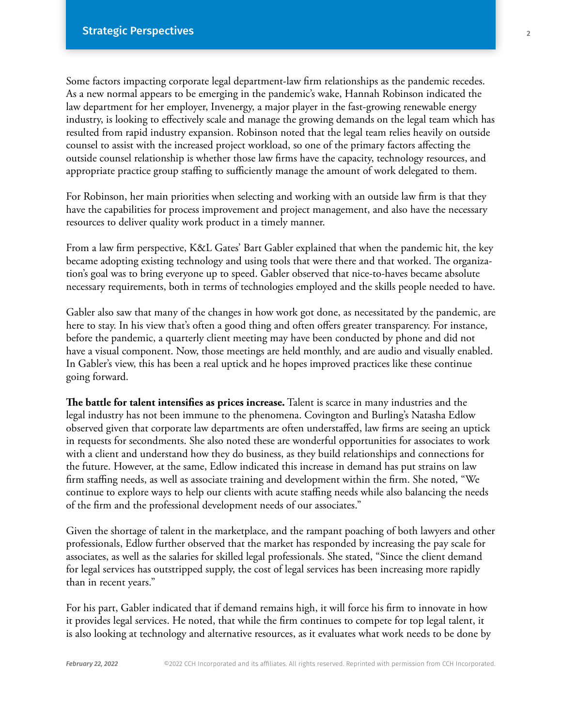Some factors impacting corporate legal department-law firm relationships as the pandemic recedes. As a new normal appears to be emerging in the pandemic's wake, Hannah Robinson indicated the law department for her employer, Invenergy, a major player in the fast-growing renewable energy industry, is looking to effectively scale and manage the growing demands on the legal team which has resulted from rapid industry expansion. Robinson noted that the legal team relies heavily on outside counsel to assist with the increased project workload, so one of the primary factors affecting the outside counsel relationship is whether those law firms have the capacity, technology resources, and appropriate practice group staffing to sufficiently manage the amount of work delegated to them.

For Robinson, her main priorities when selecting and working with an outside law firm is that they have the capabilities for process improvement and project management, and also have the necessary resources to deliver quality work product in a timely manner.

From a law firm perspective, K&L Gates' Bart Gabler explained that when the pandemic hit, the key became adopting existing technology and using tools that were there and that worked. The organization's goal was to bring everyone up to speed. Gabler observed that nice-to-haves became absolute necessary requirements, both in terms of technologies employed and the skills people needed to have.

Gabler also saw that many of the changes in how work got done, as necessitated by the pandemic, are here to stay. In his view that's often a good thing and often offers greater transparency. For instance, before the pandemic, a quarterly client meeting may have been conducted by phone and did not have a visual component. Now, those meetings are held monthly, and are audio and visually enabled. In Gabler's view, this has been a real uptick and he hopes improved practices like these continue going forward.

**The battle for talent intensifies as prices increase.** Talent is scarce in many industries and the legal industry has not been immune to the phenomena. Covington and Burling's Natasha Edlow observed given that corporate law departments are often understaffed, law firms are seeing an uptick in requests for secondments. She also noted these are wonderful opportunities for associates to work with a client and understand how they do business, as they build relationships and connections for the future. However, at the same, Edlow indicated this increase in demand has put strains on law firm staffing needs, as well as associate training and development within the firm. She noted, "We continue to explore ways to help our clients with acute staffing needs while also balancing the needs of the firm and the professional development needs of our associates."

Given the shortage of talent in the marketplace, and the rampant poaching of both lawyers and other professionals, Edlow further observed that the market has responded by increasing the pay scale for associates, as well as the salaries for skilled legal professionals. She stated, "Since the client demand for legal services has outstripped supply, the cost of legal services has been increasing more rapidly than in recent years."

For his part, Gabler indicated that if demand remains high, it will force his firm to innovate in how it provides legal services. He noted, that while the firm continues to compete for top legal talent, it is also looking at technology and alternative resources, as it evaluates what work needs to be done by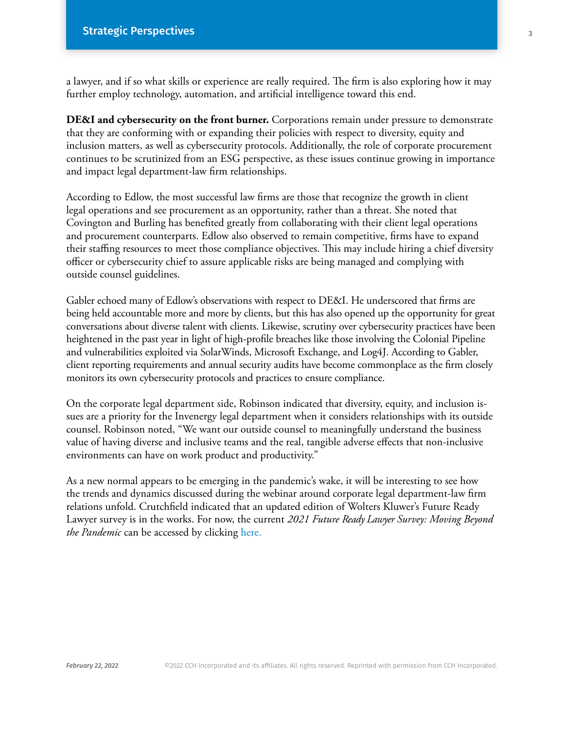a lawyer, and if so what skills or experience are really required. The firm is also exploring how it may further employ technology, automation, and artificial intelligence toward this end.

**DE&I and cybersecurity on the front burner.** Corporations remain under pressure to demonstrate that they are conforming with or expanding their policies with respect to diversity, equity and inclusion matters, as well as cybersecurity protocols. Additionally, the role of corporate procurement continues to be scrutinized from an ESG perspective, as these issues continue growing in importance and impact legal department-law firm relationships.

According to Edlow, the most successful law firms are those that recognize the growth in client legal operations and see procurement as an opportunity, rather than a threat. She noted that Covington and Burling has benefited greatly from collaborating with their client legal operations and procurement counterparts. Edlow also observed to remain competitive, firms have to expand their staffing resources to meet those compliance objectives. This may include hiring a chief diversity officer or cybersecurity chief to assure applicable risks are being managed and complying with outside counsel guidelines.

Gabler echoed many of Edlow's observations with respect to DE&I. He underscored that firms are being held accountable more and more by clients, but this has also opened up the opportunity for great conversations about diverse talent with clients. Likewise, scrutiny over cybersecurity practices have been heightened in the past year in light of high-profile breaches like those involving the Colonial Pipeline and vulnerabilities exploited via SolarWinds, Microsoft Exchange, and Log4J. According to Gabler, client reporting requirements and annual security audits have become commonplace as the firm closely monitors its own cybersecurity protocols and practices to ensure compliance.

On the corporate legal department side, Robinson indicated that diversity, equity, and inclusion issues are a priority for the Invenergy legal department when it considers relationships with its outside counsel. Robinson noted, "We want our outside counsel to meaningfully understand the business value of having diverse and inclusive teams and the real, tangible adverse effects that non-inclusive environments can have on work product and productivity."

As a new normal appears to be emerging in the pandemic's wake, it will be interesting to see how the trends and dynamics discussed during the webinar around corporate legal department-law firm relations unfold. Crutchfield indicated that an updated edition of Wolters Kluwer's Future Ready Lawyer survey is in the works. For now, the current *2021 Future Ready Lawyer Survey: Moving Beyond the Pandemic* can be accessed by clicking here.